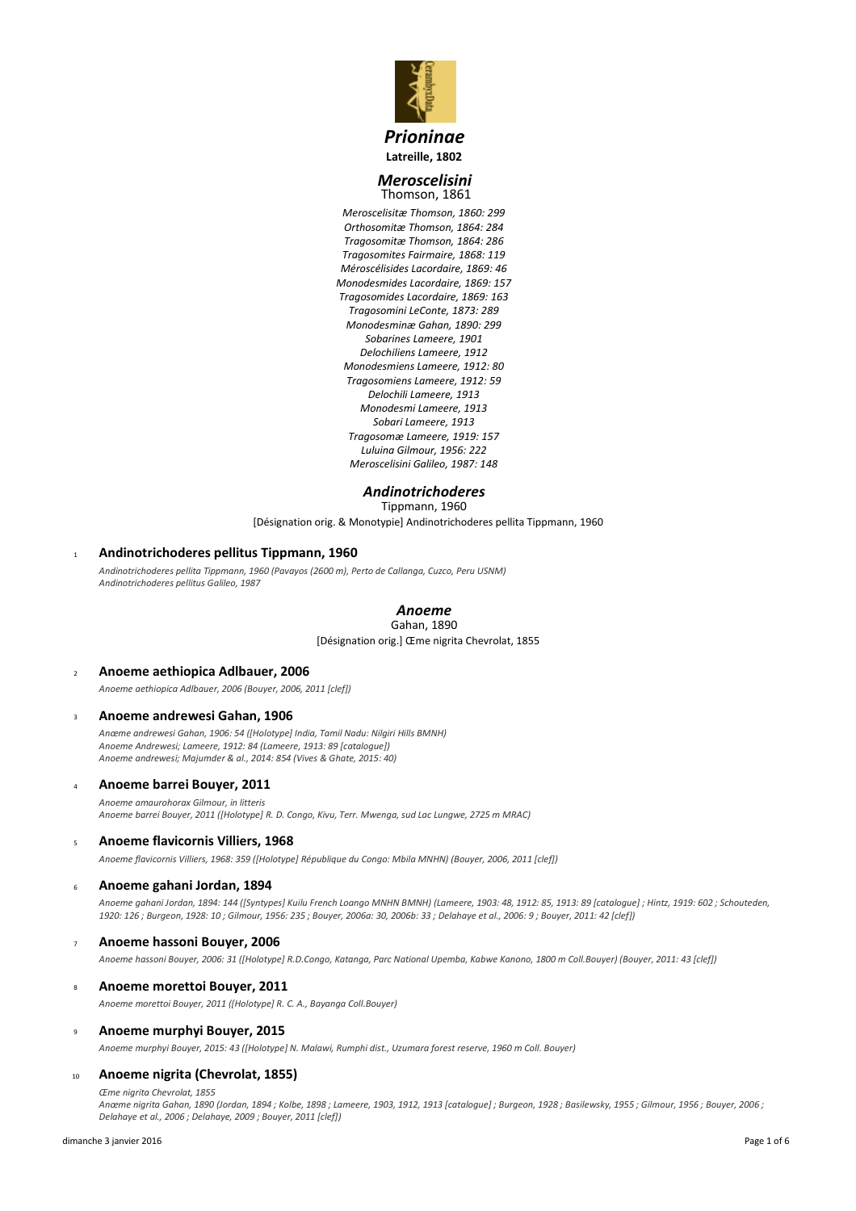# *Prioninae*

**Latreille, 1802**

## *Meroscelisini*

Thomson, 1861

*Meroscelisitæ Thomson, 1860: 299*
*Orthosomitæ Thomson, 1864: 284*
*Tragosomitæ Thomson, 1864: 286*
*Tragosomites Fairmaire, 1868: 119*
*Méroscélisides Lacordaire, 1869: 46*
*Monodesmides Lacordaire, 1869: 157*
*Tragosomides Lacordaire, 1869: 163*
*Tragosomini LeConte, 1873: 289*
*Monodesminæ Gahan, 1890: 299*
*Sobarines Lameere, 1901*
*Delochiliens Lameere, 1912*
*Monodesmiens Lameere, 1912: 80*
*Tragosomiens Lameere, 1912: 59*
*Delochili Lameere, 1913*
*Monodesmi Lameere, 1913*
*Sobari Lameere, 1913*
*Tragosomæ Lameere, 1919: 157*
*Luluina Gilmour, 1956: 222*
*Meroscelisini Galileo, 1987: 148*

### *Andinotrichoderes*

Tippmann, 1960

[Désignation orig. & Monotypie] Andinotrichoderes pellita Tippmann, 1960

1 **Andinotrichoderes pellitus Tippmann, 1960**

*Andinotrichoderes pellita Tippmann, 1960 (Pavayos (2600 m), Perto de Callanga, Cuzco, Peru USNM)*
*Andinotrichoderes pellitus Galileo, 1987*

### *Anoeme*

Gahan, 1890

[Désignation orig.] Œme nigrita Chevrolat, 1855

2 **Anoeme aethiopica Adlbauer, 2006**

*Anoeme aethiopica Adlbauer, 2006 (Bouyer, 2006, 2011 [clef])*

3 **Anoeme andrewesi Gahan, 1906**

*Anœme andrewesi Gahan, 1906: 54 ([Holotype] India, Tamil Nadu: Nilgiri Hills BMNH)*
*Anoeme Andrewesi; Lameere, 1912: 84 (Lameere, 1913: 89 [catalogue])*
*Anoeme andrewesi; Majumder & al., 2014: 854 (Vives & Ghate, 2015: 40)*

4 **Anoeme barrei Bouyer, 2011**

*Anoeme amaurohorax Gilmour, in litteris*
*Anoeme barrei Bouyer, 2011 ([Holotype] R. D. Congo, Kivu, Terr. Mwenga, sud Lac Lungwe, 2725 m MRAC)*

5 **Anoeme flavicornis Villiers, 1968**

*Anoeme flavicornis Villiers, 1968: 359 ([Holotype] République du Congo: Mbila MNHN) (Bouyer, 2006, 2011 [clef])*

6 **Anoeme gahani Jordan, 1894**

*Anoeme gahani Jordan, 1894: 144 ([Syntypes] Kuilu French Loango MNHN BMNH) (Lameere, 1903: 48, 1912: 85, 1913: 89 [catalogue] ; Hintz, 1919: 602 ; Schouteden, 1920: 126 ; Burgeon, 1928: 10 ; Gilmour, 1956: 235 ; Bouyer, 2006a: 30, 2006b: 33 ; Delahaye et al., 2006: 9 ; Bouyer, 2011: 42 [clef])*

7 **Anoeme hassoni Bouyer, 2006**

*Anoeme hassoni Bouyer, 2006: 31 ([Holotype] R.D.Congo, Katanga, Parc National Upemba, Kabwe Kanono, 1800 m Coll.Bouyer) (Bouyer, 2011: 43 [clef])*

8 **Anoeme morettoi Bouyer, 2011**

*Anoeme morettoi Bouyer, 2011 ([Holotype] R. C. A., Bayanga Coll.Bouyer)*

9 **Anoeme murphyi Bouyer, 2015**

*Anoeme murphyi Bouyer, 2015: 43 ([Holotype] N. Malawi, Rumphi dist., Uzumara forest reserve, 1960 m Coll. Bouyer)*

10 **Anoeme nigrita (Chevrolat, 1855)**

*Œme nigrita Chevrolat, 1855*
*Anœme nigrita Gahan, 1890 (Jordan, 1894 ; Kolbe, 1898 ; Lameere, 1903, 1912, 1913 [catalogue] ; Burgeon, 1928 ; Basilewsky, 1955 ; Gilmour, 1956 ; Bouyer, 2006 ; Delahaye et al., 2006 ; Delahaye, 2009 ; Bouyer, 2011 [clef])*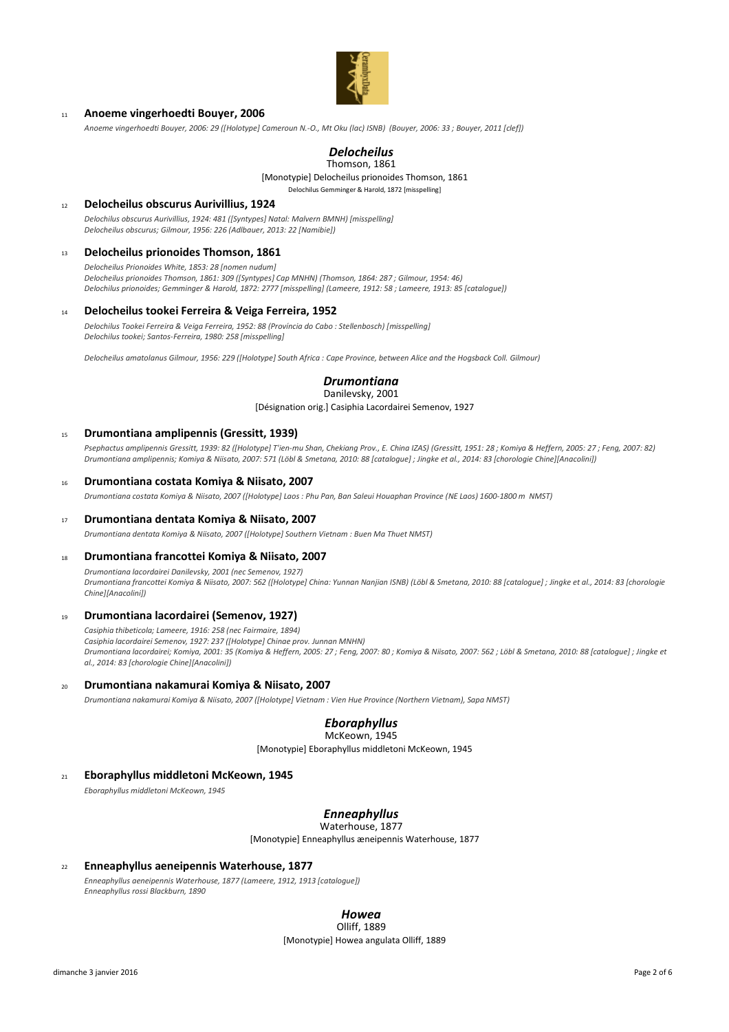11 **Anoeme vingerhoedti Bouyer, 2006**

*Anoeme vingerhoedti Bouyer, 2006: 29 ([Holotype] Cameroun N.-O., Mt Oku (lac) ISNB) (Bouyer, 2006: 33 ; Bouyer, 2011 [clef])*

## *Delocheilus*

Thomson, 1861

[Monotypie] Delocheilus prionoides Thomson, 1861

Delochilus Gemminger & Harold, 1872 [misspelling]

12 **Delocheilus obscurus Aurivillius, 1924**

*Delochilus obscurus Aurivillius, 1924: 481 ([Syntypes] Natal: Malvern BMNH) [misspelling]*
*Delocheilus obscurus; Gilmour, 1956: 226 (Adlbauer, 2013: 22 [Namibie])*

13 **Delocheilus prionoides Thomson, 1861**

*Delocheilus Prionoides White, 1853: 28 [nomen nudum]*
*Delocheilus prionoides Thomson, 1861: 309 ([Syntypes] Cap MNHN) (Thomson, 1864: 287 ; Gilmour, 1954: 46)*
*Delochilus prionoides; Gemminger & Harold, 1872: 2777 [misspelling] (Lameere, 1912: 58 ; Lameere, 1913: 85 [catalogue])*

14 **Delocheilus tookei Ferreira & Veiga Ferreira, 1952**

*Delochilus Tookei Ferreira & Veiga Ferreira, 1952: 88 (Província do Cabo : Stellenbosch) [misspelling]*
*Delochilus tookei; Santos-Ferreira, 1980: 258 [misspelling]*

*Delocheilus amatolanus Gilmour, 1956: 229 ([Holotype] South Africa : Cape Province, between Alice and the Hogsback Coll. Gilmour)*

## *Drumontiana*

Danilevsky, 2001

[Désignation orig.] Casiphia Lacordairei Semenov, 1927

15 **Drumontiana amplipennis (Gressitt, 1939)**

*Psephactus amplipennis Gressitt, 1939: 82 ([Holotype] T'ien-mu Shan, Chekiang Prov., E. China IZAS) (Gressitt, 1951: 28 ; Komiya & Heffern, 2005: 27 ; Feng, 2007: 82)*
*Drumontiana amplipennis; Komiya & Niisato, 2007: 571 (Löbl & Smetana, 2010: 88 [catalogue] ; Jingke et al., 2014: 83 [chorologie Chine][Anacolini])*

16 **Drumontiana costata Komiya & Niisato, 2007**

*Drumontiana costata Komiya & Niisato, 2007 ([Holotype] Laos : Phu Pan, Ban Saleui Houaphan Province (NE Laos) 1600-1800 m NMST)*

17 **Drumontiana dentata Komiya & Niisato, 2007**

*Drumontiana dentata Komiya & Niisato, 2007 ([Holotype] Southern Vietnam : Buen Ma Thuet NMST)*

18 **Drumontiana francottei Komiya & Niisato, 2007**

*Drumontiana lacordairei Danilevsky, 2001 (nec Semenov, 1927)*
*Drumontiana francottei Komiya & Niisato, 2007: 562 ([Holotype] China: Yunnan Nanjian ISNB) (Löbl & Smetana, 2010: 88 [catalogue] ; Jingke et al., 2014: 83 [chorologie Chine][Anacolini])*

19 **Drumontiana lacordairei (Semenov, 1927)**

*Casiphia thibeticola; Lameere, 1916: 258 (nec Fairmaire, 1894)*
*Casiphia lacordairei Semenov, 1927: 237 ([Holotype] Chinae prov. Junnan MNHN)*
*Drumontiana lacordairei; Komiya, 2001: 35 (Komiya & Heffern, 2005: 27 ; Feng, 2007: 80 ; Komiya & Niisato, 2007: 562 ; Löbl & Smetana, 2010: 88 [catalogue] ; Jingke et al., 2014: 83 [chorologie Chine][Anacolini])*

20 **Drumontiana nakamurai Komiya & Niisato, 2007**

*Drumontiana nakamurai Komiya & Niisato, 2007 ([Holotype] Vietnam : Vien Hue Province (Northern Vietnam), Sapa NMST)*

## *Eboraphyllus*

McKeown, 1945

[Monotypie] Eboraphyllus middletoni McKeown, 1945

21 **Eboraphyllus middletoni McKeown, 1945**

*Eboraphyllus middletoni McKeown, 1945*

## *Enneaphyllus*

Waterhouse, 1877

[Monotypie] Enneaphyllus æneipennis Waterhouse, 1877

22 **Enneaphyllus aeneipennis Waterhouse, 1877**

*Enneaphyllus aeneipennis Waterhouse, 1877 (Lameere, 1912, 1913 [catalogue])*
*Enneaphyllus rossi Blackburn, 1890*

## *Howea*

Olliff, 1889

[Monotypie] Howea angulata Olliff, 1889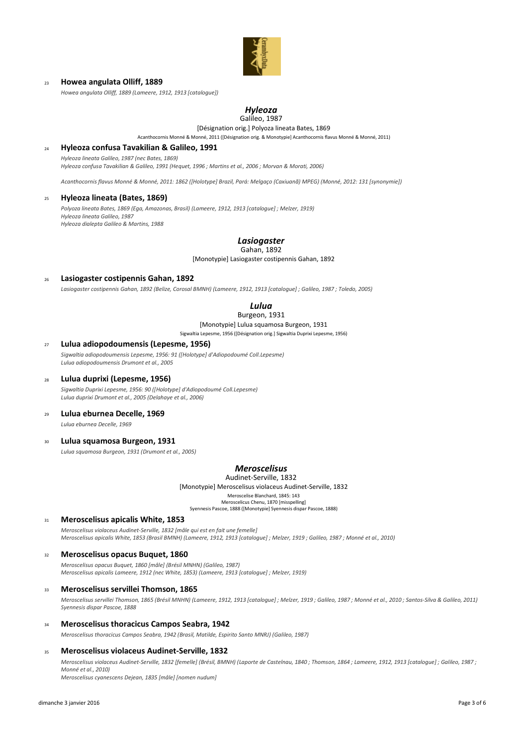### 23 **Howea angulata Olliff, 1889**

*Howea angulata Olliff, 1889 (Lameere, 1912, 1913 [catalogue])*

## *Hyleoza*

Galileo, 1987

[Désignation orig.] Polyoza lineata Bates, 1869

Acanthocornis Monné & Monné, 2011 ([Désignation orig. & Monotypie] Acanthocornis flavus Monné & Monné, 2011)

### 24 **Hyleoza confusa Tavakilian & Galileo, 1991**

*Hyleoza lineata Galileo, 1987 (nec Bates, 1869)*
*Hyleoza confusa Tavakilian & Galileo, 1991 (Hequet, 1996 ; Martins et al., 2006 ; Morvan & Morati, 2006)*

*Acanthocornis flavus Monné & Monné, 2011: 1862 ([Holotype] Brazil, Pará: Melgaço (Caxiuanã) MPEG) (Monné, 2012: 131 [synonymie])*

### 25 **Hyleoza lineata (Bates, 1869)**

*Polyoza lineata Bates, 1869 (Ega, Amazonas, Brasil) (Lameere, 1912, 1913 [catalogue] ; Melzer, 1919)*
*Hyleoza lineata Galileo, 1987*
*Hyleoza dialepta Galileo & Martins, 1988*

## *Lasiogaster*

Gahan, 1892

[Monotypie] Lasiogaster costipennis Gahan, 1892

### 26 **Lasiogaster costipennis Gahan, 1892**

*Lasiogaster costipennis Gahan, 1892 (Belize, Corosal BMNH) (Lameere, 1912, 1913 [catalogue] ; Galileo, 1987 ; Toledo, 2005)*

## *Lulua*

Burgeon, 1931

[Monotypie] Lulua squamosa Burgeon, 1931

Sigwaltia Lepesme, 1956 ([Désignation orig.] Sigwaltia Duprixi Lepesme, 1956)

### 27 **Lulua adiopodoumensis (Lepesme, 1956)**

*Sigwaltia adiopodoumensis Lepesme, 1956: 91 ([Holotype] d'Adiopodoumé Coll.Lepesme)*
*Lulua adiopodoumensis Drumont et al., 2005*

### 28 **Lulua duprixi (Lepesme, 1956)**

*Sigwaltia Duprixi Lepesme, 1956: 90 ([Holotype] d'Adiopodoumé Coll.Lepesme)*
*Lulua duprixi Drumont et al., 2005 (Delahaye et al., 2006)*

### 29 **Lulua eburnea Decelle, 1969**

*Lulua eburnea Decelle, 1969*

### 30 **Lulua squamosa Burgeon, 1931**

*Lulua squamosa Burgeon, 1931 (Drumont et al., 2005)*

## *Meroscelisus*

Audinet-Serville, 1832

[Monotypie] Meroscelisus violaceus Audinet-Serville, 1832

Meroscelise Blanchard, 1845: 143
Meroscelicus Chenu, 1870 [misspelling]
Syennesis Pascoe, 1888 ([Monotypie] Syennesis dispar Pascoe, 1888)

### 31 **Meroscelisus apicalis White, 1853**

*Meroscelisus violaceus Audinet-Serville, 1832 [mâle qui est en fait une femelle]*
*Meroscelisus apicalis White, 1853 (Brasil BMNH) (Lameere, 1912, 1913 [catalogue] ; Melzer, 1919 ; Galileo, 1987 ; Monné et al., 2010)*

### 32 **Meroscelisus opacus Buquet, 1860**

*Meroscelisus opacus Buquet, 1860 [mâle] (Brésil MNHN) (Galileo, 1987)*
*Meroscelisus apicalis Lameere, 1912 (nec White, 1853) (Lameere, 1913 [catalogue] ; Melzer, 1919)*

### 33 **Meroscelisus servillei Thomson, 1865**

*Meroscelisus servillei Thomson, 1865 (Brésil MNHN) (Lameere, 1912, 1913 [catalogue] ; Melzer, 1919 ; Galileo, 1987 ; Monné et al., 2010 ; Santos-Silva & Galileo, 2011)*
*Syennesis dispar Pascoe, 1888*

### 34 **Meroscelisus thoracicus Campos Seabra, 1942**

*Meroscelisus thoracicus Campos Seabra, 1942 (Brasil, Matilde, Espirito Santo MNRJ) (Galileo, 1987)*

### 35 **Meroscelisus violaceus Audinet-Serville, 1832**

*Meroscelisus violaceus Audinet-Serville, 1832 [femelle] (Brésil, BMNH) (Laporte de Castelnau, 1840 ; Thomson, 1864 ; Lameere, 1912, 1913 [catalogue] ; Galileo, 1987 ; Monné et al., 2010)*
*Meroscelisus cyanescens Dejean, 1835 [mâle] [nomen nudum]*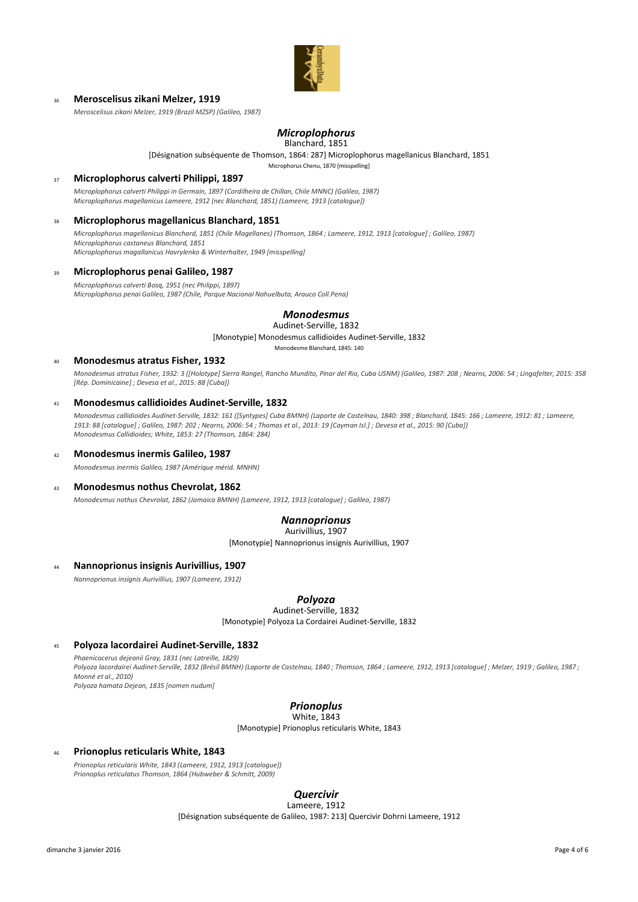36 **Meroscelisus zikani Melzer, 1919**

*Meroscelisus zikani Melzer, 1919 (Brazil MZSP) (Galileo, 1987)*

## *Microplophorus*

Blanchard, 1851

[Désignation subséquente de Thomson, 1864: 287] Microplophorus magellanicus Blanchard, 1851

Microphorus Chenu, 1870 [misspelling]

37 **Microplophorus calverti Philippi, 1897**

*Microplophorus calverti Philippi in Germain, 1897 (Cordilheira de Chillan, Chile MNNC) (Galileo, 1987)*
*Microplophorus magellanicus Lameere, 1912 (nec Blanchard, 1851) (Lameere, 1913 [catalogue])*

38 **Microplophorus magellanicus Blanchard, 1851**

*Microplophorus magellanicus Blanchard, 1851 (Chile Magellanes) (Thomson, 1864 ; Lameere, 1912, 1913 [catalogue] ; Galileo, 1987)*
*Microplophorus castaneus Blanchard, 1851*
*Microplophorus magallanicus Havrylenko & Winterhalter, 1949 [misspelling]*

39 **Microplophorus penai Galileo, 1987**

*Microplophorus calverti Bosq, 1951 (nec Philippi, 1897)*
*Microplophorus penai Galileo, 1987 (Chile, Parque Nacional Nahuelbuta, Arauco Coll.Pena)*

## *Monodesmus*

Audinet-Serville, 1832

[Monotypie] Monodesmus callidioides Audinet-Serville, 1832

Monodesme Blanchard, 1845: 140

40 **Monodesmus atratus Fisher, 1932**

*Monodesmus atratus Fisher, 1932: 3 ([Holotype] Sierra Rangel, Rancho Mundito, Pinar del Rio, Cuba USNM) (Galileo, 1987: 208 ; Nearns, 2006: 54 ; Lingafelter, 2015: 358 [Rép. Dominicaine] ; Devesa et al., 2015: 88 [Cuba])*

41 **Monodesmus callidioides Audinet-Serville, 1832**

*Monodesmus callidioides Audinet-Serville, 1832: 161 ([Syntypes] Cuba BMNH) (Laporte de Castelnau, 1840: 398 ; Blanchard, 1845: 166 ; Lameere, 1912: 81 ; Lameere, 1913: 88 [catalogue] ; Galileo, 1987: 202 ; Nearns, 2006: 54 ; Thomas et al., 2013: 19 [Cayman Isl.] ; Devesa et al., 2015: 90 [Cuba])*
*Monodesmus Callidioides; White, 1853: 27 (Thomson, 1864: 284)*

42 **Monodesmus inermis Galileo, 1987**

*Monodesmus inermis Galileo, 1987 (Amérique mérid. MNHN)*

43 **Monodesmus nothus Chevrolat, 1862**

*Monodesmus nothus Chevrolat, 1862 (Jamaica BMNH) (Lameere, 1912, 1913 [catalogue] ; Galileo, 1987)*

## *Nannoprionus*

Aurivillius, 1907

[Monotypie] Nannoprionus insignis Aurivillius, 1907

44 **Nannoprionus insignis Aurivillius, 1907**

*Nannoprionus insignis Aurivillius, 1907 (Lameere, 1912)*

## *Polyoza*

Audinet-Serville, 1832

[Monotypie] Polyoza La Cordairei Audinet-Serville, 1832

45 **Polyoza lacordairei Audinet-Serville, 1832**

*Phaenicocerus dejeanii Gray, 1831 (nec Latreille, 1829)*
*Polyoza lacordairei Audinet-Serville, 1832 (Brésil BMNH) (Laporte de Castelnau, 1840 ; Thomson, 1864 ; Lameere, 1912, 1913 [catalogue] ; Melzer, 1919 ; Galileo, 1987 ; Monné et al., 2010)*
*Polyoza hamata Dejean, 1835 [nomen nudum]*

## *Prionoplus*

White, 1843

[Monotypie] Prionoplus reticularis White, 1843

46 **Prionoplus reticularis White, 1843**

*Prionoplus reticularis White, 1843 (Lameere, 1912, 1913 [catalogue])*
*Prionoplus reticulatus Thomson, 1864 (Hubweber & Schmitt, 2009)*

## *Quercivir*

Lameere, 1912

[Désignation subséquente de Galileo, 1987: 213] Quercivir Dohrni Lameere, 1912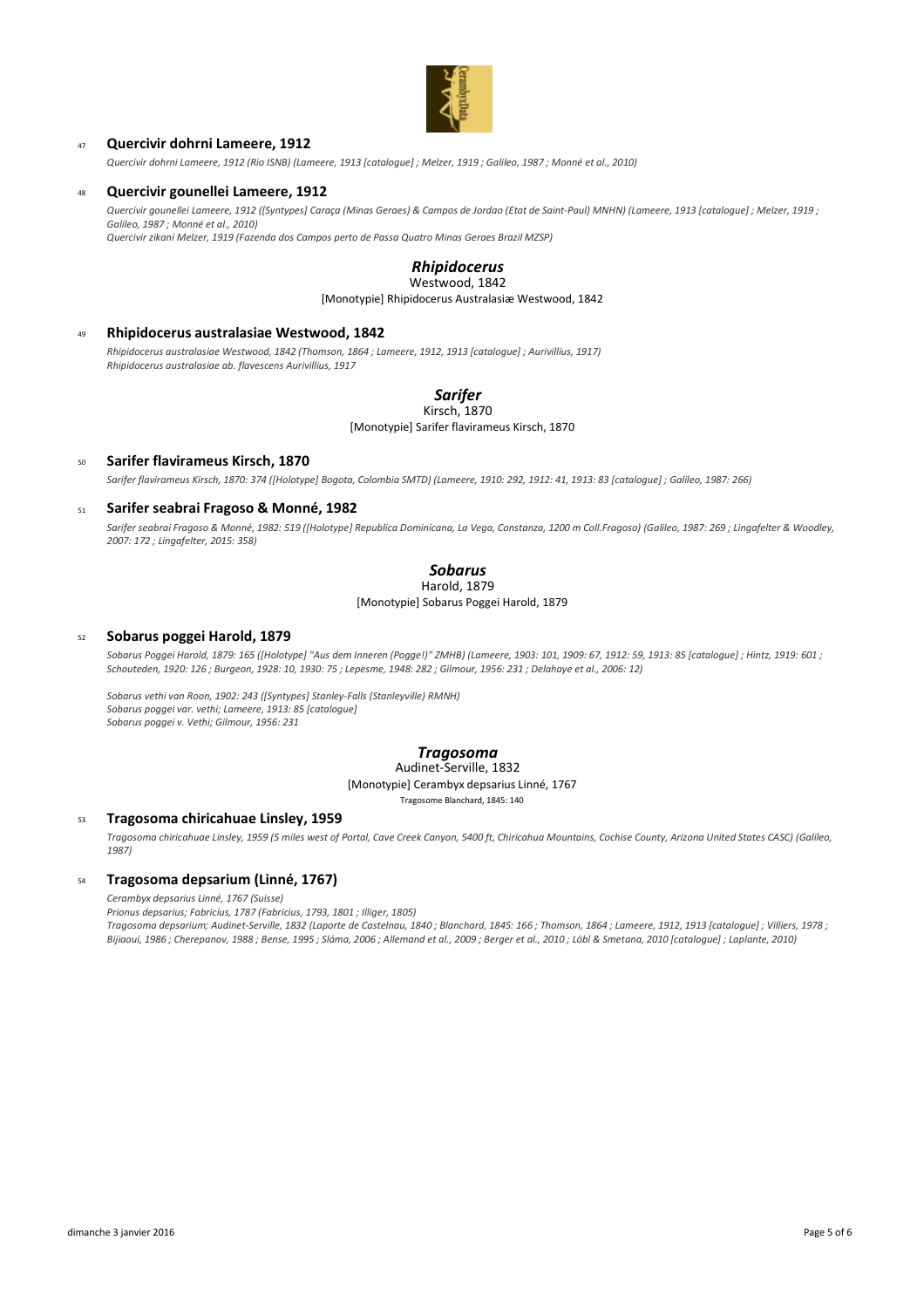47 **Quercivir dohrni Lameere, 1912**

*Quercivir dohrni Lameere, 1912 (Rio ISNB) (Lameere, 1913 [catalogue] ; Melzer, 1919 ; Galileo, 1987 ; Monné et al., 2010)*

48 **Quercivir gounellei Lameere, 1912**

*Quercivir gounellei Lameere, 1912 ([Syntypes] Caraça (Minas Geraes) & Campos de Jordao (Etat de Saint-Paul) MNHN) (Lameere, 1913 [catalogue] ; Melzer, 1919 ; Galileo, 1987 ; Monné et al., 2010)*
*Quercivir zikani Melzer, 1919 (Fazenda dos Campos perto de Passa Quatro Minas Geraes Brazil MZSP)*

## *Rhipidocerus*

Westwood, 1842

[Monotypie] Rhipidocerus Australasiæ Westwood, 1842

49 **Rhipidocerus australasiae Westwood, 1842**

*Rhipidocerus australasiae Westwood, 1842 (Thomson, 1864 ; Lameere, 1912, 1913 [catalogue] ; Aurivillius, 1917)*
*Rhipidocerus australasiae ab. flavescens Aurivillius, 1917*

## *Sarifer*

Kirsch, 1870

[Monotypie] Sarifer flavirameus Kirsch, 1870

50 **Sarifer flavirameus Kirsch, 1870**

*Sarifer flavirameus Kirsch, 1870: 374 ([Holotype] Bogota, Colombia SMTD) (Lameere, 1910: 292, 1912: 41, 1913: 83 [catalogue] ; Galileo, 1987: 266)*

51 **Sarifer seabrai Fragoso & Monné, 1982**

*Sarifer seabrai Fragoso & Monné, 1982: 519 ([Holotype] Republica Dominicana, La Vega, Constanza, 1200 m Coll.Fragoso) (Galileo, 1987: 269 ; Lingafelter & Woodley, 2007: 172 ; Lingafelter, 2015: 358)*

## *Sobarus*

Harold, 1879

[Monotypie] Sobarus Poggei Harold, 1879

52 **Sobarus poggei Harold, 1879**

*Sobarus Poggei Harold, 1879: 165 ([Holotype] "Aus dem Inneren (Pogge!)" ZMHB) (Lameere, 1903: 101, 1909: 67, 1912: 59, 1913: 85 [catalogue] ; Hintz, 1919: 601 ; Schouteden, 1920: 126 ; Burgeon, 1928: 10, 1930: 75 ; Lepesme, 1948: 282 ; Gilmour, 1956: 231 ; Delahaye et al., 2006: 12)*

*Sobarus vethi van Roon, 1902: 243 ([Syntypes] Stanley-Falls (Stanleyville) RMNH)*
*Sobarus poggei var. vethi; Lameere, 1913: 85 [catalogue]*
*Sobarus poggei v. Vethi; Gilmour, 1956: 231*

## *Tragosoma*

Audinet-Serville, 1832

[Monotypie] Cerambyx depsarius Linné, 1767

Tragosome Blanchard, 1845: 140

53 **Tragosoma chiricahuae Linsley, 1959**

*Tragosoma chiricahuae Linsley, 1959 (5 miles west of Portal, Cave Creek Canyon, 5400 ft, Chiricahua Mountains, Cochise County, Arizona United States CASC) (Galileo, 1987)*

54 **Tragosoma depsarium (Linné, 1767)**

*Cerambyx depsarius Linné, 1767 (Suisse)*
*Prionus depsarius; Fabricius, 1787 (Fabricius, 1793, 1801 ; Illiger, 1805)*
*Tragosoma depsarium; Audinet-Serville, 1832 (Laporte de Castelnau, 1840 ; Blanchard, 1845: 166 ; Thomson, 1864 ; Lameere, 1912, 1913 [catalogue] ; Villiers, 1978 ; Bijiaoui, 1986 ; Cherepanov, 1988 ; Bense, 1995 ; Sláma, 2006 ; Allemand et al., 2009 ; Berger et al., 2010 ; Löbl & Smetana, 2010 [catalogue] ; Laplante, 2010)*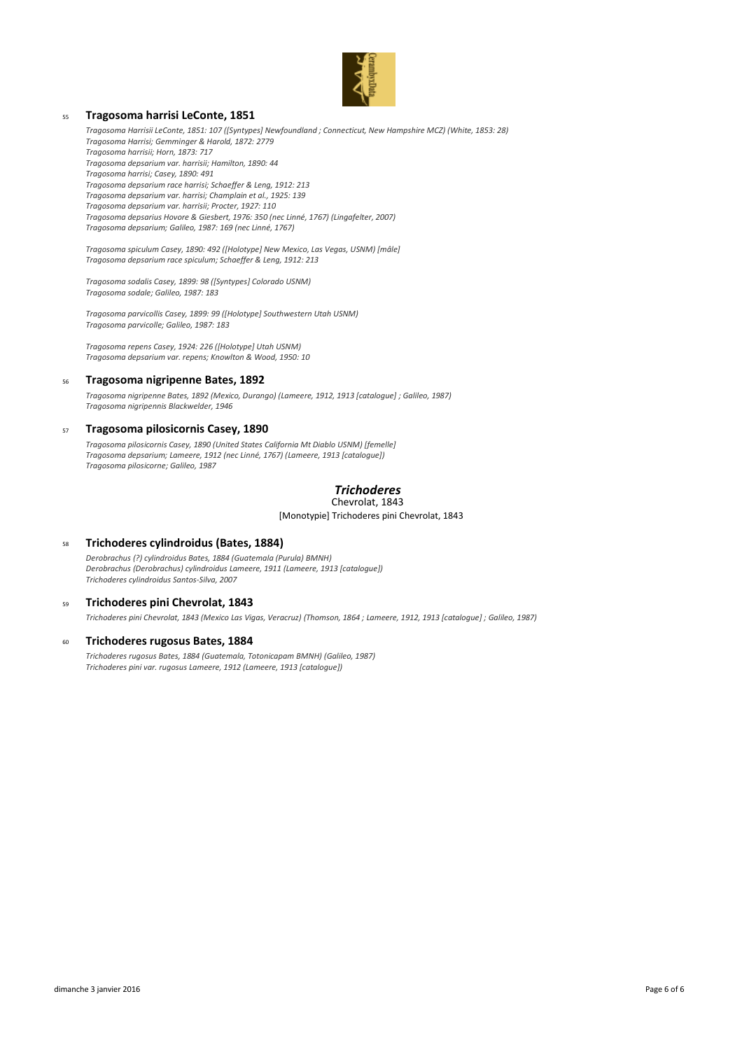55 **Tragosoma harrisi LeConte, 1851**

*Tragosoma Harrisii LeConte, 1851: 107 ([Syntypes] Newfoundland ; Connecticut, New Hampshire MCZ) (White, 1853: 28)*
*Tragosoma Harrisi; Gemminger & Harold, 1872: 2779*
*Tragosoma harrisii; Horn, 1873: 717*
*Tragosoma depsarium var. harrisii; Hamilton, 1890: 44*
*Tragosoma harrisi; Casey, 1890: 491*
*Tragosoma depsarium race harrisi; Schaeffer & Leng, 1912: 213*
*Tragosoma depsarium var. harrisi; Champlain et al., 1925: 139*
*Tragosoma depsarium var. harrisii; Procter, 1927: 110*
*Tragosoma depsarius Hovore & Giesbert, 1976: 350 (nec Linné, 1767) (Lingafelter, 2007)*
*Tragosoma depsarium; Galileo, 1987: 169 (nec Linné, 1767)*

*Tragosoma spiculum Casey, 1890: 492 ([Holotype] New Mexico, Las Vegas, USNM) [mâle]*
*Tragosoma depsarium race spiculum; Schaeffer & Leng, 1912: 213*

*Tragosoma sodalis Casey, 1899: 98 ([Syntypes] Colorado USNM)*
*Tragosoma sodale; Galileo, 1987: 183*

*Tragosoma parvicollis Casey, 1899: 99 ([Holotype] Southwestern Utah USNM)*
*Tragosoma parvicolle; Galileo, 1987: 183*

*Tragosoma repens Casey, 1924: 226 ([Holotype] Utah USNM)*
*Tragosoma depsarium var. repens; Knowlton & Wood, 1950: 10*

56 **Tragosoma nigripenne Bates, 1892**

*Tragosoma nigripenne Bates, 1892 (Mexico, Durango) (Lameere, 1912, 1913 [catalogue] ; Galileo, 1987)*
*Tragosoma nigripennis Blackwelder, 1946*

57 **Tragosoma pilosicornis Casey, 1890**

*Tragosoma pilosicornis Casey, 1890 (United States California Mt Diablo USNM) [femelle]*
*Tragosoma depsarium; Lameere, 1912 (nec Linné, 1767) (Lameere, 1913 [catalogue])*
*Tragosoma pilosicorne; Galileo, 1987*

## *Trichoderes*

Chevrolat, 1843

[Monotypie] Trichoderes pini Chevrolat, 1843

58 **Trichoderes cylindroidus (Bates, 1884)**

*Derobrachus (?) cylindroidus Bates, 1884 (Guatemala (Purula) BMNH)*
*Derobrachus (Derobrachus) cylindroidus Lameere, 1911 (Lameere, 1913 [catalogue])*
*Trichoderes cylindroidus Santos-Silva, 2007*

59 **Trichoderes pini Chevrolat, 1843**

*Trichoderes pini Chevrolat, 1843 (Mexico Las Vigas, Veracruz) (Thomson, 1864 ; Lameere, 1912, 1913 [catalogue] ; Galileo, 1987)*

60 **Trichoderes rugosus Bates, 1884**

*Trichoderes rugosus Bates, 1884 (Guatemala, Totonicapam BMNH) (Galileo, 1987)*
*Trichoderes pini var. rugosus Lameere, 1912 (Lameere, 1913 [catalogue])*